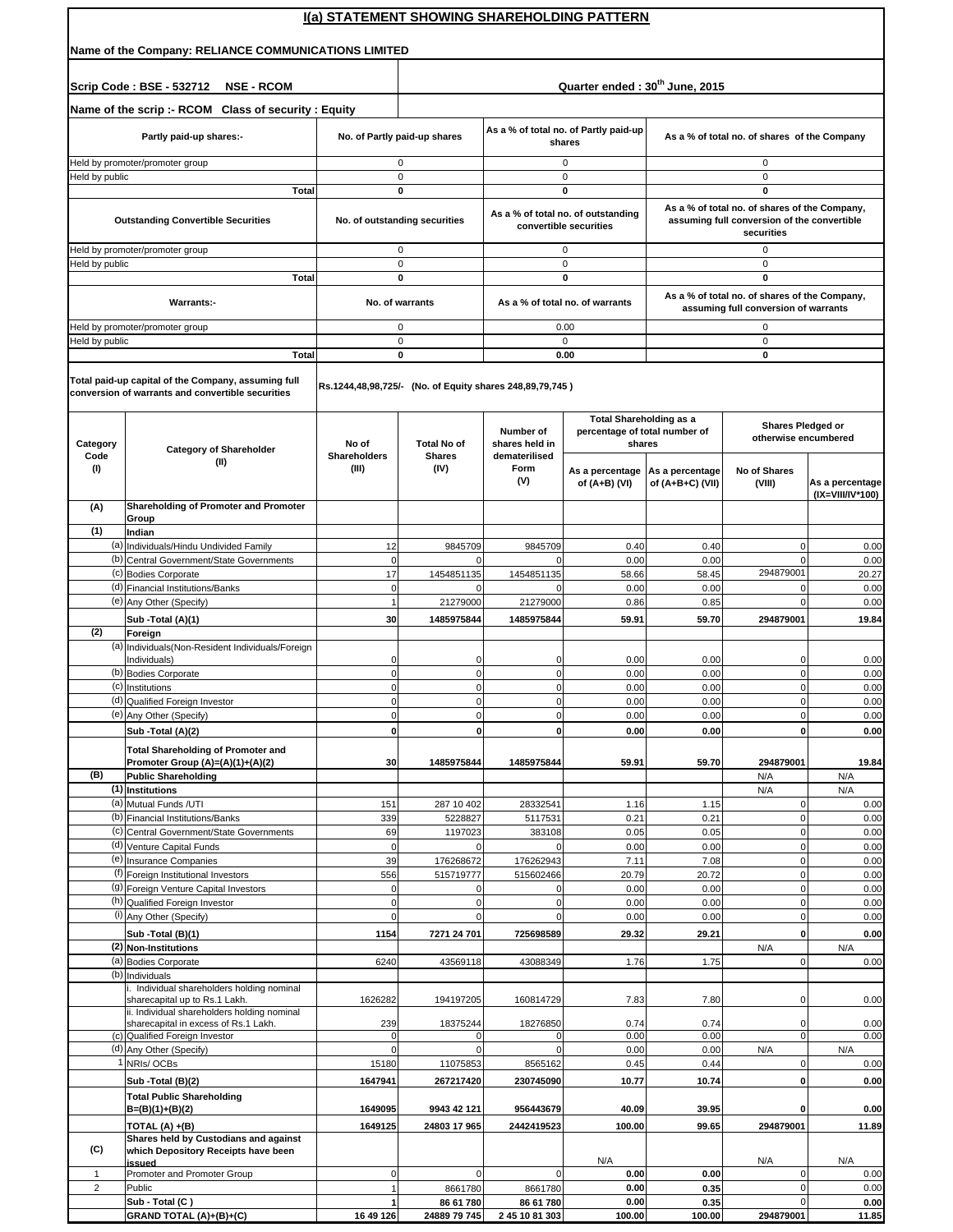# I(a) STATEMENT SHOWING SHAREHOLDING PATTERN

**Name of the Company: RELIANCE COMMUNICATIONS LIMITED**

**Scrip Code : BSE - 532712 NSE - RCOM** | **Quarter ended : 30th June, 2015**

**Name of the scrip :- RCOM Class of security : Equity**

| Partly paid-up shares:- | No. of Partly paid-up shares | As a % of total no. of Partly paid-up shares | As a % of total no. of shares of the Company |
|---|---|---|---|
| Held by promoter/promoter group | 0 | 0 | 0 |
| Held by public | 0 | 0 | 0 |
| **Total** | **0** | **0** | **0** |

| Outstanding Convertible Securities | No. of outstanding securities | As a % of total no. of outstanding convertible securities | As a % of total no. of shares of the Company, assuming full conversion of the convertible securities |
|---|---|---|---|
| Held by promoter/promoter group | 0 | 0 | 0 |
| Held by public | 0 | 0 | 0 |
| **Total** | **0** | **0** | **0** |

| Warrants:- | No. of warrants | As a % of total no. of warrants | As a % of total no. of shares of the Company, assuming full conversion of warrants |
|---|---|---|---|
| Held by promoter/promoter group | 0 | 0.00 | 0 |
| Held by public | 0 | 0 | 0 |
| **Total** | **0** | **0.00** | **0** |

**Total paid-up capital of the Company, assuming full conversion of warrants and convertible securities** — Rs.1244,48,98,725/- (No. of Equity shares 248,89,79,745 )

| Category Code (I) | Category of Shareholder (II) | No of Shareholders (III) | Total No of Shares (IV) | Number of shares held in dematerilised Form (V) | Total Shareholding as a percentage of total number of shares | | Shares Pledged or otherwise encumbered | |
|---|---|---|---|---|---|---|---|---|
| | | | | | As a percentage of (A+B) (VI) | As a percentage of (A+B+C) (VII) | No of Shares (VIII) | As a percentage (IX=VIII/IV*100) |
| **(A)** | **Shareholding of Promoter and Promoter Group** | | | | | | | |
| **(1)** | **Indian** | | | | | | | |
| (a) | Individuals/Hindu Undivided Family | 12 | 9845709 | 9845709 | 0.40 | 0.40 | 0 | 0.00 |
| (b) | Central Government/State Governments | 0 | 0 | 0 | 0.00 | 0.00 | 0 | 0.00 |
| (c) | Bodies Corporate | 17 | 1454851135 | 1454851135 | 58.66 | 58.45 | 294879001 | 20.27 |
| (d) | Financial Institutions/Banks | 0 | 0 | 0 | 0.00 | 0.00 | 0 | 0.00 |
| (e) | Any Other (Specify) | 1 | 21279000 | 21279000 | 0.86 | 0.85 | 0 | 0.00 |
| | **Sub -Total (A)(1)** | **30** | **1485975844** | **1485975844** | **59.91** | **59.70** | **294879001** | **19.84** |
| **(2)** | **Foreign** | | | | | | | |
| (a) | Individuals(Non-Resident Individuals/Foreign Individuals) | 0 | 0 | 0 | 0.00 | 0.00 | 0 | 0.00 |
| (b) | Bodies Corporate | 0 | 0 | 0 | 0.00 | 0.00 | 0 | 0.00 |
| (c) | Institutions | 0 | 0 | 0 | 0.00 | 0.00 | 0 | 0.00 |
| (d) | Qualified Foreign Investor | 0 | 0 | 0 | 0.00 | 0.00 | 0 | 0.00 |
| (e) | Any Other (Specify) | 0 | 0 | 0 | 0.00 | 0.00 | 0 | 0.00 |
| | **Sub -Total (A)(2)** | **0** | **0** | **0** | **0.00** | **0.00** | **0** | **0.00** |
| | **Total Shareholding of Promoter and Promoter Group (A)=(A)(1)+(A)(2)** | **30** | **1485975844** | **1485975844** | **59.91** | **59.70** | **294879001** | **19.84** |
| **(B)** | **Public Shareholding** | | | | | | N/A | N/A |
| **(1)** | **Institutions** | | | | | | N/A | N/A |
| (a) | Mutual Funds /UTI | 151 | 287 10 402 | 28332541 | 1.16 | 1.15 | 0 | 0.00 |
| (b) | Financial Institutions/Banks | 339 | 5228827 | 5117531 | 0.21 | 0.21 | 0 | 0.00 |
| (c) | Central Government/State Governments | 69 | 1197023 | 383108 | 0.05 | 0.05 | 0 | 0.00 |
| (d) | Venture Capital Funds | 0 | 0 | 0 | 0.00 | 0.00 | 0 | 0.00 |
| (e) | Insurance Companies | 39 | 176268672 | 176262943 | 7.11 | 7.08 | 0 | 0.00 |
| (f) | Foreign Institutional Investors | 556 | 515719777 | 515602466 | 20.79 | 20.72 | 0 | 0.00 |
| (g) | Foreign Venture Capital Investors | 0 | 0 | 0 | 0.00 | 0.00 | 0 | 0.00 |
| (h) | Qualified Foreign Investor | 0 | 0 | 0 | 0.00 | 0.00 | 0 | 0.00 |
| (i) | Any Other (Specify) | 0 | 0 | 0 | 0.00 | 0.00 | 0 | 0.00 |
| | **Sub -Total (B)(1)** | **1154** | **7271 24 701** | **725698589** | **29.32** | **29.21** | **0** | **0.00** |
| **(2)** | **Non-Institutions** | | | | | | N/A | N/A |
| (a) | Bodies Corporate | 6240 | 43569118 | 43088349 | 1.76 | 1.75 | 0 | 0.00 |
| (b) | Individuals | | | | | | | |
| | i. Individual shareholders holding nominal sharecapital up to Rs.1 Lakh. | 1626282 | 194197205 | 160814729 | 7.83 | 7.80 | 0 | 0.00 |
| | ii. Individual shareholders holding nominal sharecapital in excess of Rs.1 Lakh. | 239 | 18375244 | 18276850 | 0.74 | 0.74 | 0 | 0.00 |
| (c) | Qualified Foreign Investor | 0 | 0 | 0 | 0.00 | 0.00 | 0 | 0.00 |
| (d) | Any Other (Specify) | 0 | 0 | 0 | 0.00 | 0.00 | N/A | N/A |
| 1 | NRIs/ OCBs | 15180 | 11075853 | 8565162 | 0.45 | 0.44 | 0 | 0.00 |
| | **Sub -Total (B)(2)** | **1647941** | **267217420** | **230745090** | **10.77** | **10.74** | **0** | **0.00** |
| | **Total Public Shareholding B=(B)(1)+(B)(2)** | **1649095** | **9943 42 121** | **956443679** | **40.09** | **39.95** | **0** | **0.00** |
| | **TOTAL (A) +(B)** | **1649125** | **24803 17 965** | **2442419523** | **100.00** | **99.65** | **294879001** | **11.89** |
| **(C)** | **Shares held by Custodians and against which Depository Receipts have been issued** | | | | N/A | | N/A | N/A |
| 1 | Promoter and Promoter Group | 0 | 0 | 0 | **0.00** | **0.00** | 0 | 0.00 |
| 2 | Public | 1 | 8661780 | 8661780 | **0.00** | **0.35** | 0 | 0.00 |
| | **Sub - Total (C )** | **1** | **86 61 780** | **86 61 780** | **0.00** | **0.35** | 0 | **0.00** |
| | **GRAND TOTAL (A)+(B)+(C)** | **16 49 126** | **24889 79 745** | **2 45 10 81 303** | **100.00** | **100.00** | **294879001** | **11.85** |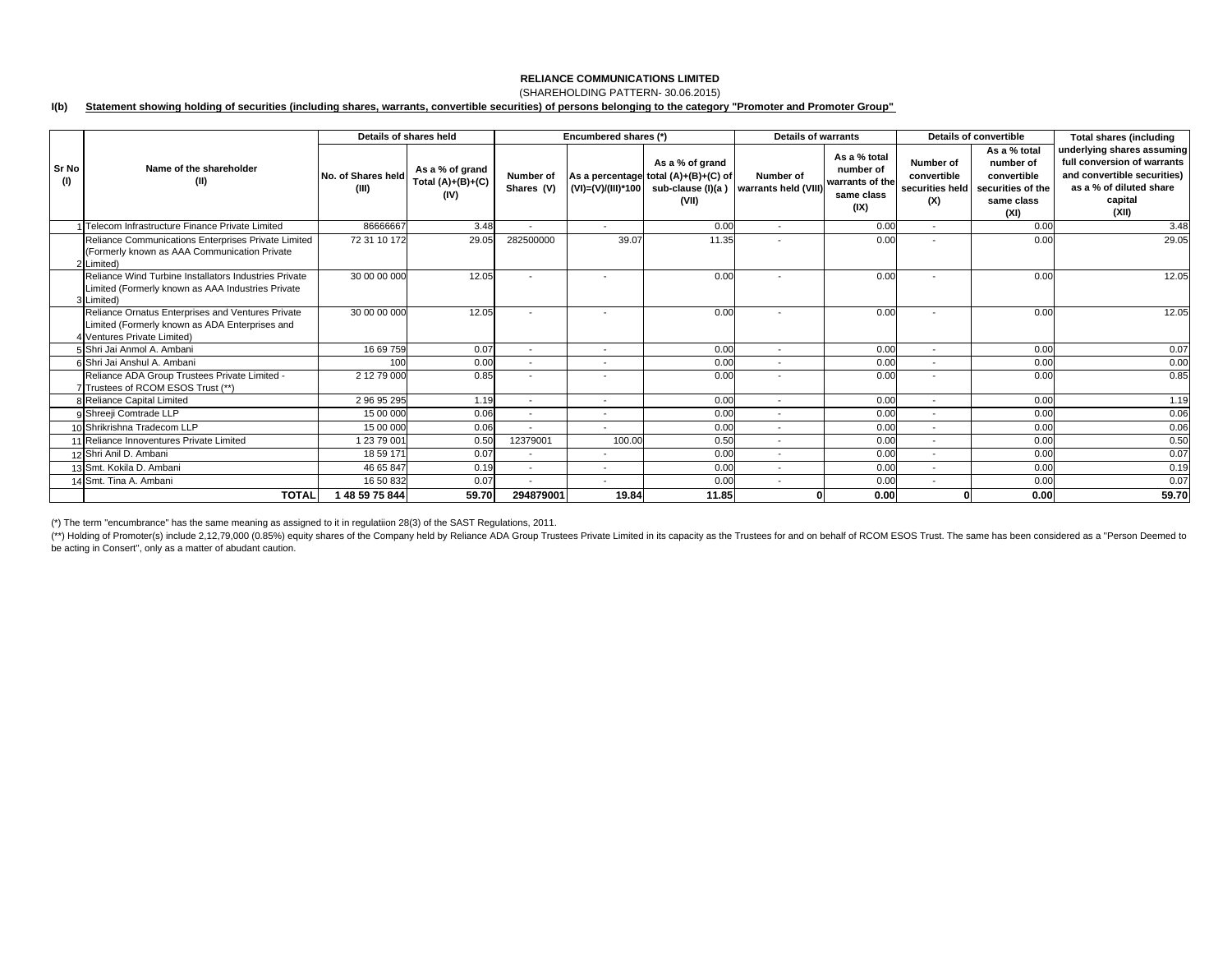**RELIANCE COMMUNICATIONS LIMITED**

(SHAREHOLDING PATTERN- 30.06.2015)

**I(b) Statement showing holding of securities (including shares, warrants, convertible securities) of persons belonging to the category "Promoter and Promoter Group"**

| Sr No (I) | Name of the shareholder (II) | Details of shares held | | Encumbered shares (*) | | | Details of warrants | | Details of convertible | | Total shares (including underlying shares assuming full conversion of warrants and convertible securities) as a % of diluted share capital (XII) |
|---|---|---|---|---|---|---|---|---|---|---|---|
| | | No. of Shares held (III) | As a % of grand Total (A)+(B)+(C) (IV) | Number of Shares (V) | As a percentage (VI)=(V)/(III)*100 | As a % of grand total (A)+(B)+(C) of sub-clause (I)(a ) (VII) | Number of warrants held (VIII) | As a % total number of warrants of the same class (IX) | Number of convertible securities held (X) | As a % total number of convertible securities of the same class (XI) | |
| 1 | Telecom Infrastructure Finance Private Limited | 86666667 | 3.48 | - | - | 0.00 | - | 0.00 | - | 0.00 | 3.48 |
| 2 | Reliance Communications Enterprises Private Limited (Formerly known as AAA Communication Private Limited) | 72 31 10 172 | 29.05 | 282500000 | 39.07 | 11.35 | - | 0.00 | - | 0.00 | 29.05 |
| 3 | Reliance Wind Turbine Installators Industries Private Limited (Formerly known as AAA Industries Private Limited) | 30 00 00 000 | 12.05 | - | - | 0.00 | - | 0.00 | - | 0.00 | 12.05 |
| 4 | Reliance Ornatus Enterprises and Ventures Private Limited (Formerly known as ADA Enterprises and Ventures Private Limited) | 30 00 00 000 | 12.05 | - | - | 0.00 | - | 0.00 | - | 0.00 | 12.05 |
| 5 | Shri Jai Anmol A. Ambani | 16 69 759 | 0.07 | - | - | 0.00 | - | 0.00 | - | 0.00 | 0.07 |
| 6 | Shri Jai Anshul A. Ambani | 100 | 0.00 | - | - | 0.00 | - | 0.00 | - | 0.00 | 0.00 |
| 7 | Reliance ADA Group Trustees Private Limited - Trustees of RCOM ESOS Trust (**) | 2 12 79 000 | 0.85 | - | - | 0.00 | - | 0.00 | - | 0.00 | 0.85 |
| 8 | Reliance Capital Limited | 2 96 95 295 | 1.19 | - | - | 0.00 | - | 0.00 | - | 0.00 | 1.19 |
| 9 | Shreeji Comtrade LLP | 15 00 000 | 0.06 | - | - | 0.00 | - | 0.00 | - | 0.00 | 0.06 |
| 10 | Shrikrishna Tradecom LLP | 15 00 000 | 0.06 | - | - | 0.00 | - | 0.00 | - | 0.00 | 0.06 |
| 11 | Reliance Innoventures Private Limited | 1 23 79 001 | 0.50 | 12379001 | 100.00 | 0.50 | - | 0.00 | - | 0.00 | 0.50 |
| 12 | Shri Anil D. Ambani | 18 59 171 | 0.07 | - | - | 0.00 | - | 0.00 | - | 0.00 | 0.07 |
| 13 | Smt. Kokila D. Ambani | 46 65 847 | 0.19 | - | - | 0.00 | - | 0.00 | - | 0.00 | 0.19 |
| 14 | Smt. Tina A. Ambani | 16 50 832 | 0.07 | - | - | 0.00 | - | 0.00 | - | 0.00 | 0.07 |
| | **TOTAL** | **1 48 59 75 844** | **59.70** | **294879001** | **19.84** | **11.85** | **0** | **0.00** | **0** | **0.00** | **59.70** |

(*) The term "encumbrance" has the same meaning as assigned to it in regulatiion 28(3) of the SAST Regulations, 2011.

(**) Holding of Promoter(s) include 2,12,79,000 (0.85%) equity shares of the Company held by Reliance ADA Group Trustees Private Limited in its capacity as the Trustees for and on behalf of RCOM ESOS Trust. The same has been considered as a "Person Deemed to be acting in Consert", only as a matter of abudant caution.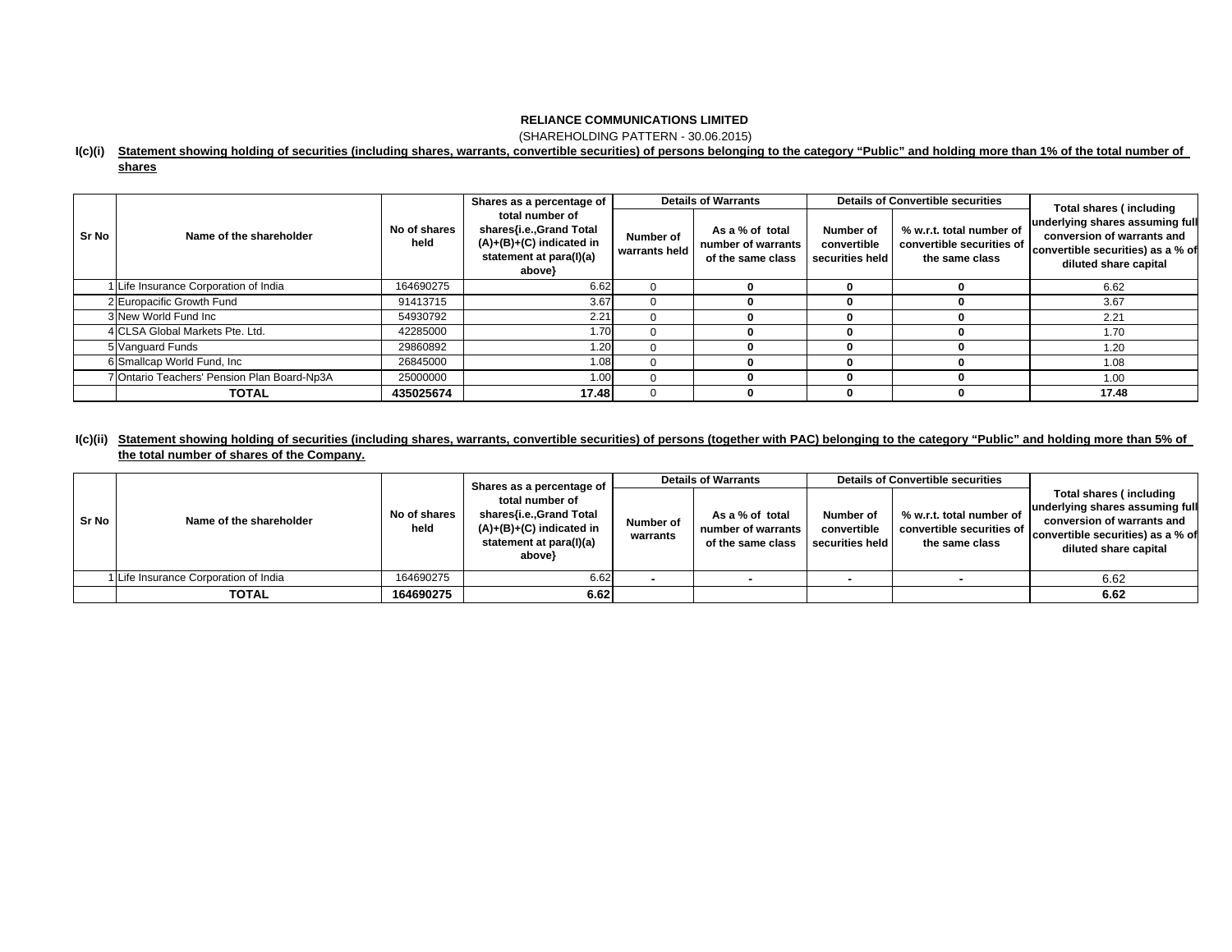**RELIANCE COMMUNICATIONS LIMITED**

(SHAREHOLDING PATTERN - 30.06.2015)

**I(c)(i) Statement showing holding of securities (including shares, warrants, convertible securities) of persons belonging to the category "Public" and holding more than 1% of the total number of shares**

| Sr No | Name of the shareholder | No of shares held | Shares as a percentage of total number of shares{i.e.,Grand Total (A)+(B)+(C) indicated in statement at para(I)(a) above} | Details of Warrants | | Details of Convertible securities | | Total shares ( including underlying shares assuming full conversion of warrants and convertible securities) as a % of diluted share capital |
|---|---|---|---|---|---|---|---|---|
| | | | | Number of warrants held | As a % of total number of warrants of the same class | Number of convertible securities held | % w.r.t. total number of convertible securities of the same class | |
| 1 | Life Insurance Corporation of India | 164690275 | 6.62 | 0 | 0 | 0 | 0 | 6.62 |
| 2 | Europacific Growth Fund | 91413715 | 3.67 | 0 | 0 | 0 | 0 | 3.67 |
| 3 | New World Fund Inc | 54930792 | 2.21 | 0 | 0 | 0 | 0 | 2.21 |
| 4 | CLSA Global Markets Pte. Ltd. | 42285000 | 1.70 | 0 | 0 | 0 | 0 | 1.70 |
| 5 | Vanguard Funds | 29860892 | 1.20 | 0 | 0 | 0 | 0 | 1.20 |
| 6 | Smallcap World Fund, Inc | 26845000 | 1.08 | 0 | 0 | 0 | 0 | 1.08 |
| 7 | Ontario Teachers' Pension Plan Board-Np3A | 25000000 | 1.00 | 0 | 0 | 0 | 0 | 1.00 |
| | **TOTAL** | **435025674** | **17.48** | 0 | 0 | 0 | 0 | **17.48** |

**I(c)(ii) Statement showing holding of securities (including shares, warrants, convertible securities) of persons (together with PAC) belonging to the category "Public" and holding more than 5% of the total number of shares of the Company.**

| Sr No | Name of the shareholder | No of shares held | Shares as a percentage of total number of shares{i.e.,Grand Total (A)+(B)+(C) indicated in statement at para(I)(a) above} | Details of Warrants | | Details of Convertible securities | | Total shares ( including underlying shares assuming full conversion of warrants and convertible securities) as a % of diluted share capital |
|---|---|---|---|---|---|---|---|---|
| | | | | Number of warrants | As a % of total number of warrants of the same class | Number of convertible securities held | % w.r.t. total number of convertible securities of the same class | |
| 1 | Life Insurance Corporation of India | 164690275 | 6.62 | - | - | - | - | 6.62 |
| | **TOTAL** | **164690275** | **6.62** | | | | | **6.62** |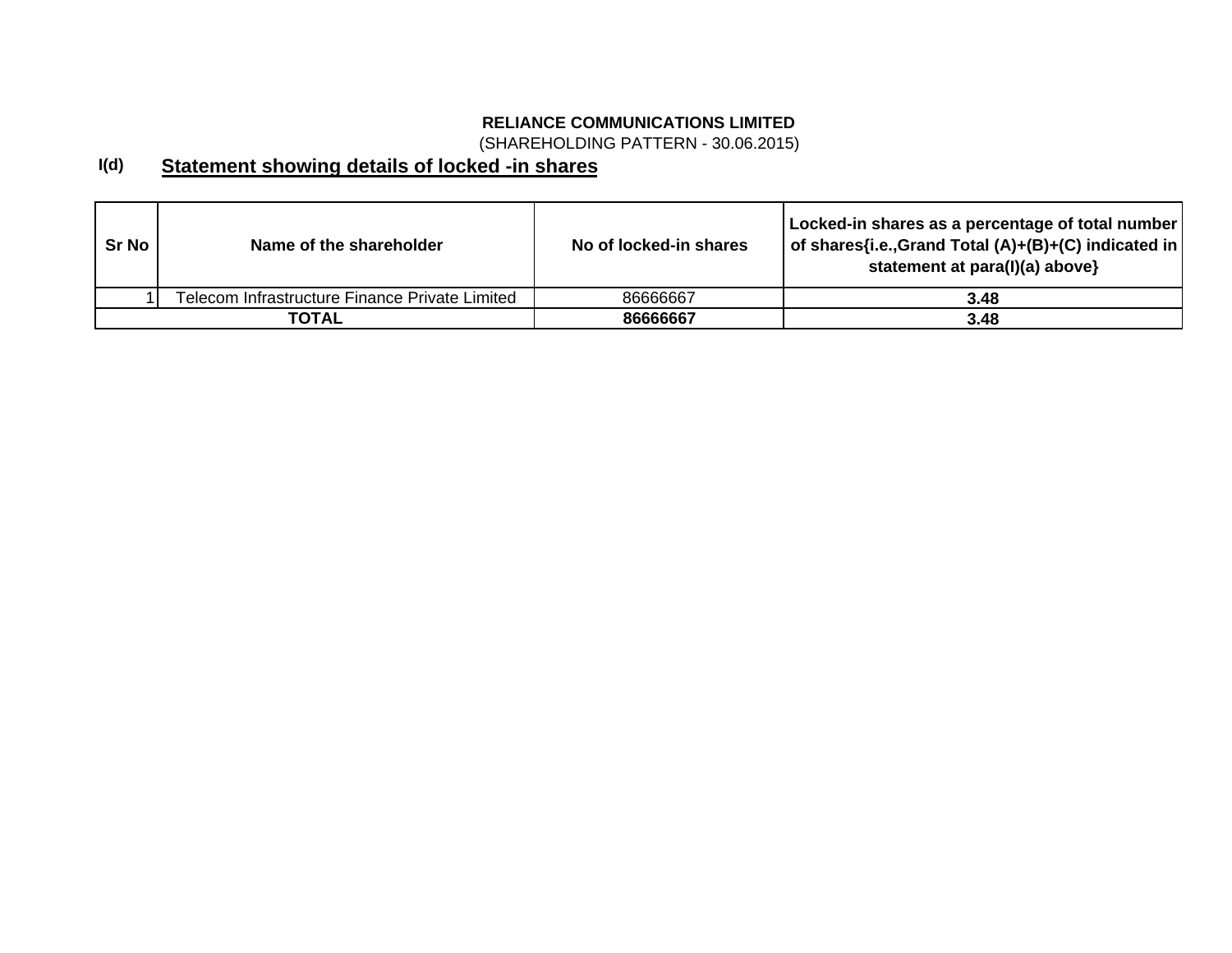**RELIANCE COMMUNICATIONS LIMITED**

(SHAREHOLDING PATTERN - 30.06.2015)

**I(d)** **Statement showing details of locked -in shares**

| Sr No | Name of the shareholder | No of locked-in shares | Locked-in shares as a percentage of total number of shares{i.e.,Grand Total (A)+(B)+(C) indicated in statement at para(I)(a) above} |
|---|---|---|---|
| 1 | Telecom Infrastructure Finance Private Limited | 86666667 | **3.48** |
| **TOTAL** | | **86666667** | **3.48** |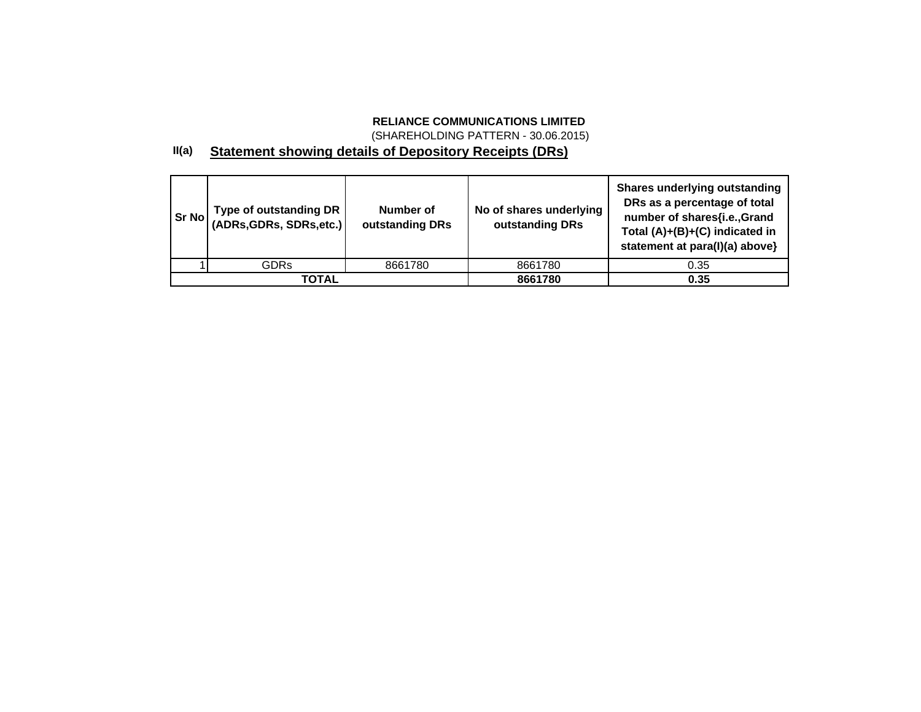**RELIANCE COMMUNICATIONS LIMITED**

(SHAREHOLDING PATTERN - 30.06.2015)

## II(a) Statement showing details of Depository Receipts (DRs)

| Sr No | Type of outstanding DR (ADRs,GDRs, SDRs,etc.) | Number of outstanding DRs | No of shares underlying outstanding DRs | Shares underlying outstanding DRs as a percentage of total number of shares{i.e.,Grand Total (A)+(B)+(C) indicated in statement at para(I)(a) above} |
|---|---|---|---|---|
| 1 | GDRs | 8661780 | 8661780 | 0.35 |
| **TOTAL** | | | **8661780** | **0.35** |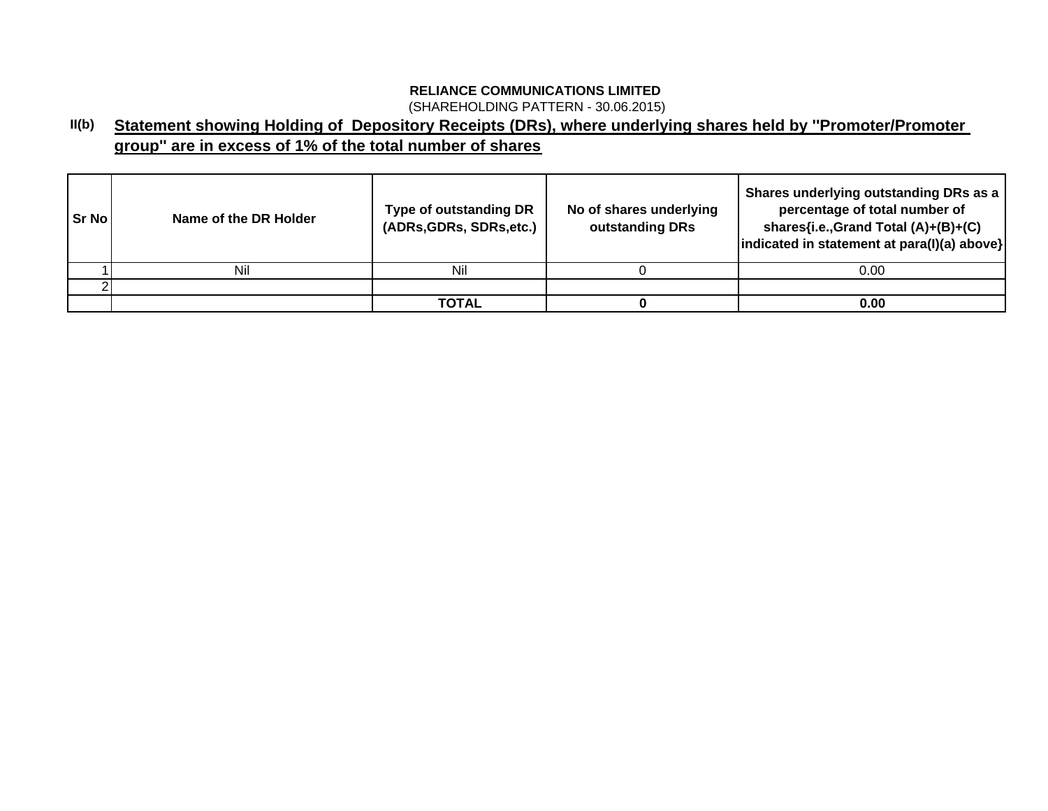**RELIANCE COMMUNICATIONS LIMITED**

(SHAREHOLDING PATTERN - 30.06.2015)

**II(b)** **Statement showing Holding of Depository Receipts (DRs), where underlying shares held by "Promoter/Promoter group" are in excess of 1% of the total number of shares**

| Sr No | Name of the DR Holder | Type of outstanding DR (ADRs,GDRs, SDRs,etc.) | No of shares underlying outstanding DRs | Shares underlying outstanding DRs as a percentage of total number of shares{i.e.,Grand Total (A)+(B)+(C) indicated in statement at para(I)(a) above} |
|---|---|---|---|---|
| 1 | Nil | Nil | 0 | 0.00 |
| 2 | | | | |
| | | **TOTAL** | **0** | **0.00** |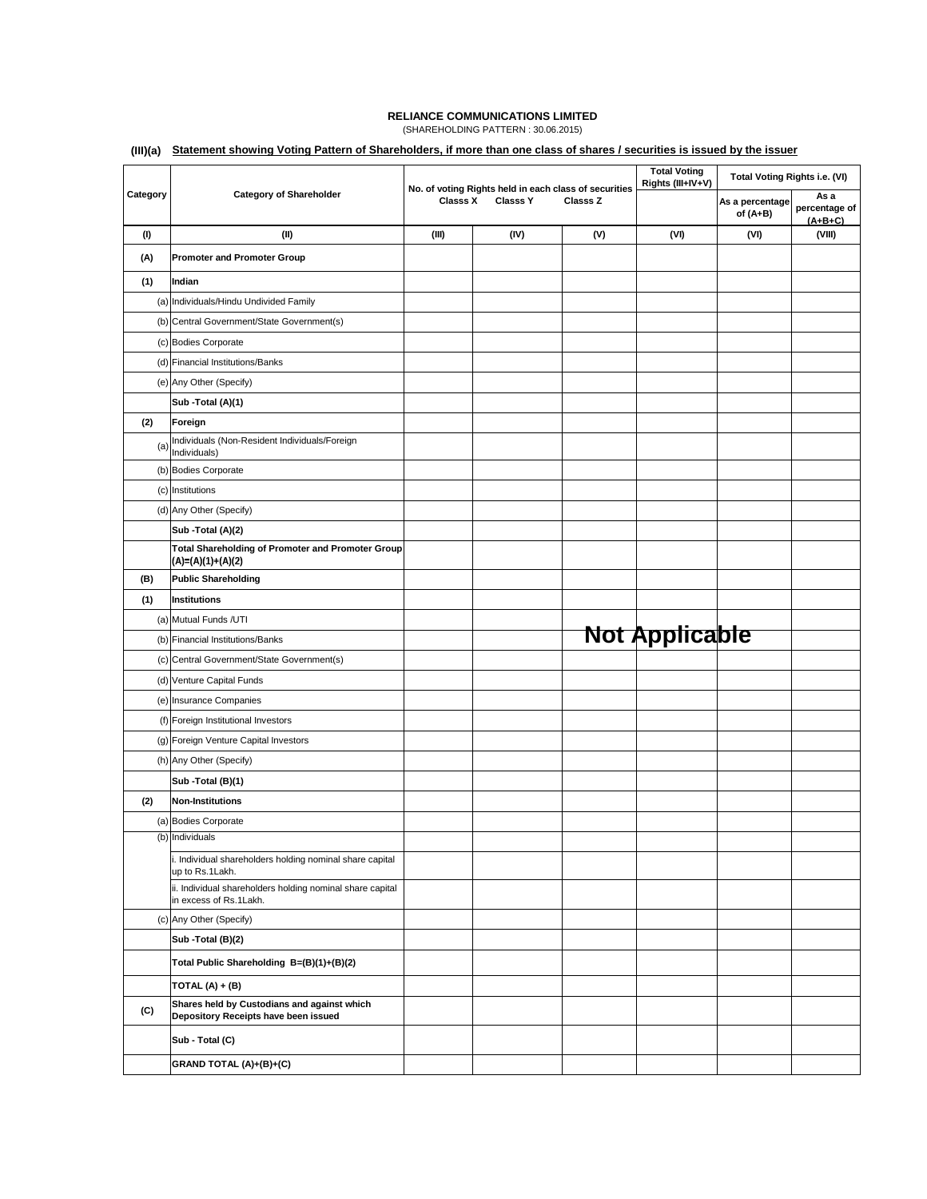**RELIANCE COMMUNICATIONS LIMITED**
(SHAREHOLDING PATTERN : 30.06.2015)

**(III)(a) Statement showing Voting Pattern of Shareholders, if more than one class of shares / securities is issued by the issuer**

| Category | Category of Shareholder | No. of voting Rights held in each class of securities Classs X | Classs Y | Classs Z | Total Voting Rights (III+IV+V) | Total Voting Rights i.e. (VI) As a percentage of (A+B) | As a percentage of (A+B+C) |
|---|---|---|---|---|---|---|---|
| (I) | (II) | (III) | (IV) | (V) | (VI) | (VI) | (VIII) |
| (A) | **Promoter and Promoter Group** | | | | | | |
| (1) | **Indian** | | | | | | |
| (a) | Individuals/Hindu Undivided Family | | | | | | |
| (b) | Central Government/State Government(s) | | | | | | |
| (c) | Bodies Corporate | | | | | | |
| (d) | Financial Institutions/Banks | | | | | | |
| (e) | Any Other (Specify) | | | | | | |
| | **Sub -Total (A)(1)** | | | | | | |
| (2) | **Foreign** | | | | | | |
| (a) | Individuals (Non-Resident Individuals/Foreign Individuals) | | | | | | |
| (b) | Bodies Corporate | | | | | | |
| (c) | Institutions | | | | | | |
| (d) | Any Other (Specify) | | | | | | |
| | **Sub -Total (A)(2)** | | | | | | |
| | **Total Shareholding of Promoter and Promoter Group (A)=(A)(1)+(A)(2)** | | | | | | |
| (B) | **Public Shareholding** | | | | | | |
| (1) | **Institutions** | | | | | | |
| (a) | Mutual Funds /UTI | | | | | | |
| (b) | Financial Institutions/Banks | | | | **Not Applicable** | | |
| (c) | Central Government/State Government(s) | | | | | | |
| (d) | Venture Capital Funds | | | | | | |
| (e) | Insurance Companies | | | | | | |
| (f) | Foreign Institutional Investors | | | | | | |
| (g) | Foreign Venture Capital Investors | | | | | | |
| (h) | Any Other (Specify) | | | | | | |
| | **Sub -Total (B)(1)** | | | | | | |
| (2) | **Non-Institutions** | | | | | | |
| (a) | Bodies Corporate | | | | | | |
| (b) | Individuals | | | | | | |
| | i. Individual shareholders holding nominal share capital up to Rs.1Lakh. | | | | | | |
| | ii. Individual shareholders holding nominal share capital in excess of Rs.1Lakh. | | | | | | |
| (c) | Any Other (Specify) | | | | | | |
| | **Sub -Total (B)(2)** | | | | | | |
| | **Total Public Shareholding B=(B)(1)+(B)(2)** | | | | | | |
| | **TOTAL (A) + (B)** | | | | | | |
| (C) | **Shares held by Custodians and against which Depository Receipts have been issued** | | | | | | |
| | **Sub - Total (C)** | | | | | | |
| | **GRAND TOTAL (A)+(B)+(C)** | | | | | | |